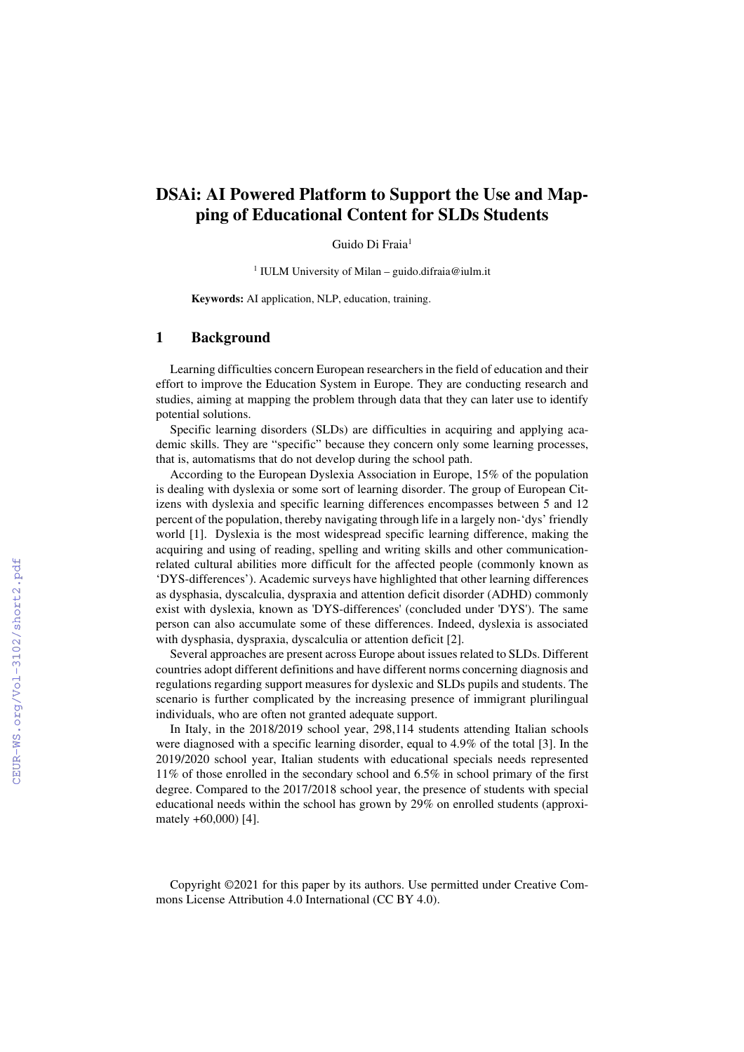# DSAi: AI Powered Platform to Support the Use and Mapping of Educational Content for SLDs Students

Guido Di Fraia[1]

[1] IULM University of Milan – guido.difraia@iulm.it

**Keywords:** AI application, NLP, education, training.

## 1 Background

Learning difficulties concern European researchers in the field of education and their effort to improve the Education System in Europe. They are conducting research and studies, aiming at mapping the problem through data that they can later use to identify potential solutions.

Specific learning disorders (SLDs) are difficulties in acquiring and applying academic skills. They are "specific" because they concern only some learning processes, that is, automatisms that do not develop during the school path.

According to the European Dyslexia Association in Europe, 15% of the population is dealing with dyslexia or some sort of learning disorder. The group of European Citizens with dyslexia and specific learning differences encompasses between 5 and 12 percent of the population, thereby navigating through life in a largely non-'dys' friendly world [1]. Dyslexia is the most widespread specific learning difference, making the acquiring and using of reading, spelling and writing skills and other communication-related cultural abilities more difficult for the affected people (commonly known as 'DYS-differences'). Academic surveys have highlighted that other learning differences as dysphasia, dyscalculia, dyspraxia and attention deficit disorder (ADHD) commonly exist with dyslexia, known as 'DYS-differences' (concluded under 'DYS'). The same person can also accumulate some of these differences. Indeed, dyslexia is associated with dysphasia, dyspraxia, dyscalculia or attention deficit [2].

Several approaches are present across Europe about issues related to SLDs. Different countries adopt different definitions and have different norms concerning diagnosis and regulations regarding support measures for dyslexic and SLDs pupils and students. The scenario is further complicated by the increasing presence of immigrant plurilingual individuals, who are often not granted adequate support.

In Italy, in the 2018/2019 school year, 298,114 students attending Italian schools were diagnosed with a specific learning disorder, equal to 4.9% of the total [3]. In the 2019/2020 school year, Italian students with educational specials needs represented 11% of those enrolled in the secondary school and 6.5% in school primary of the first degree. Compared to the 2017/2018 school year, the presence of students with special educational needs within the school has grown by 29% on enrolled students (approximately +60,000) [4].

Copyright ©2021 for this paper by its authors. Use permitted under Creative Commons License Attribution 4.0 International (CC BY 4.0).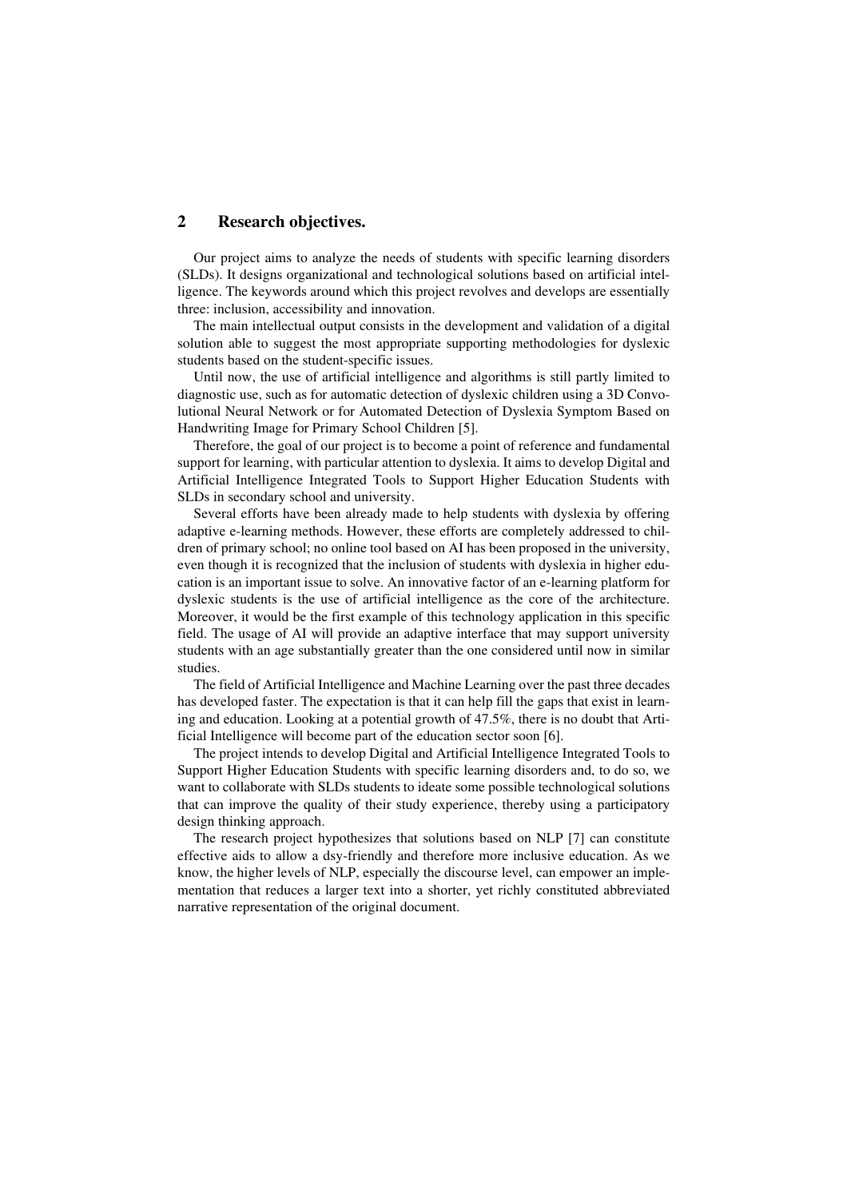## 2 Research objectives.

Our project aims to analyze the needs of students with specific learning disorders (SLDs). It designs organizational and technological solutions based on artificial intelligence. The keywords around which this project revolves and develops are essentially three: inclusion, accessibility and innovation.

The main intellectual output consists in the development and validation of a digital solution able to suggest the most appropriate supporting methodologies for dyslexic students based on the student-specific issues.

Until now, the use of artificial intelligence and algorithms is still partly limited to diagnostic use, such as for automatic detection of dyslexic children using a 3D Convolutional Neural Network or for Automated Detection of Dyslexia Symptom Based on Handwriting Image for Primary School Children [5].

Therefore, the goal of our project is to become a point of reference and fundamental support for learning, with particular attention to dyslexia. It aims to develop Digital and Artificial Intelligence Integrated Tools to Support Higher Education Students with SLDs in secondary school and university.

Several efforts have been already made to help students with dyslexia by offering adaptive e-learning methods. However, these efforts are completely addressed to children of primary school; no online tool based on AI has been proposed in the university, even though it is recognized that the inclusion of students with dyslexia in higher education is an important issue to solve. An innovative factor of an e-learning platform for dyslexic students is the use of artificial intelligence as the core of the architecture. Moreover, it would be the first example of this technology application in this specific field. The usage of AI will provide an adaptive interface that may support university students with an age substantially greater than the one considered until now in similar studies.

The field of Artificial Intelligence and Machine Learning over the past three decades has developed faster. The expectation is that it can help fill the gaps that exist in learning and education. Looking at a potential growth of 47.5%, there is no doubt that Artificial Intelligence will become part of the education sector soon [6].

The project intends to develop Digital and Artificial Intelligence Integrated Tools to Support Higher Education Students with specific learning disorders and, to do so, we want to collaborate with SLDs students to ideate some possible technological solutions that can improve the quality of their study experience, thereby using a participatory design thinking approach.

The research project hypothesizes that solutions based on NLP [7] can constitute effective aids to allow a dsy-friendly and therefore more inclusive education. As we know, the higher levels of NLP, especially the discourse level, can empower an implementation that reduces a larger text into a shorter, yet richly constituted abbreviated narrative representation of the original document.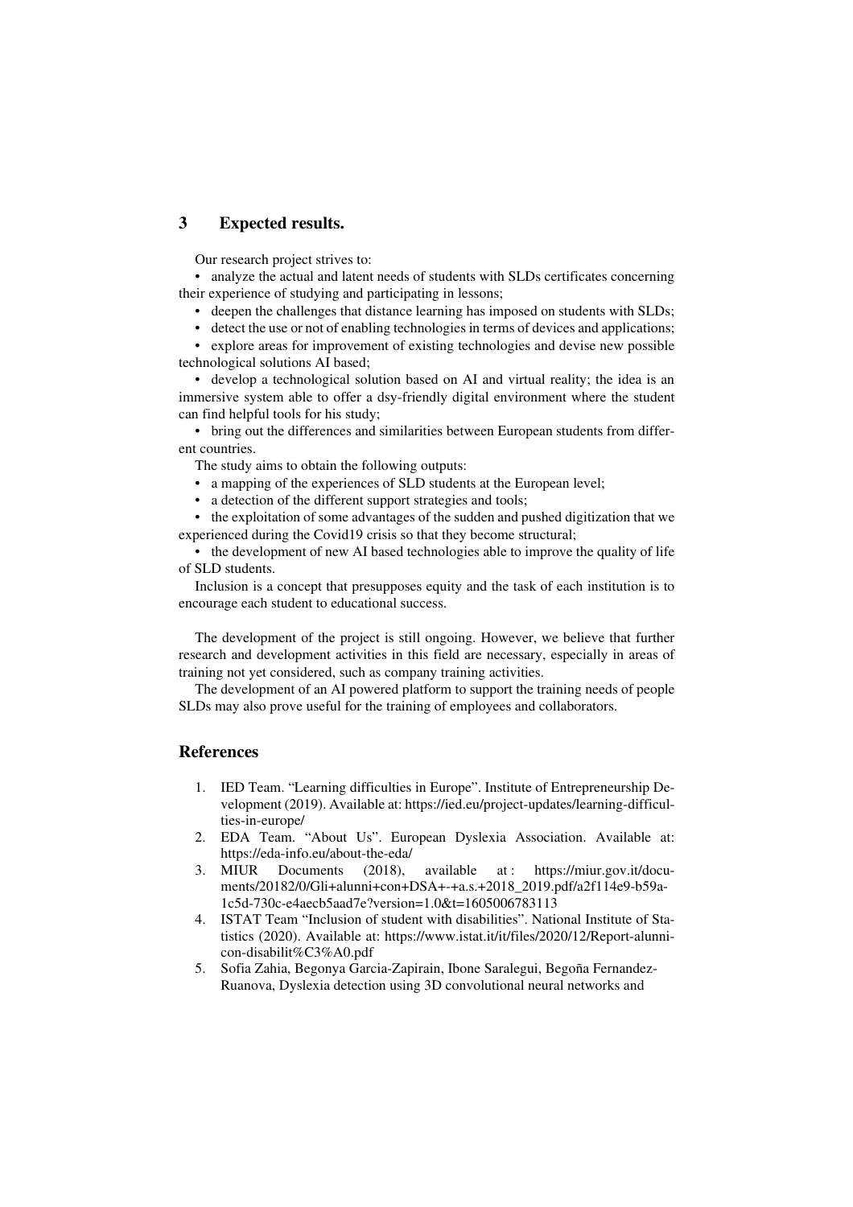## 3 Expected results.

Our research project strives to:

- analyze the actual and latent needs of students with SLDs certificates concerning their experience of studying and participating in lessons;
- deepen the challenges that distance learning has imposed on students with SLDs;
- detect the use or not of enabling technologies in terms of devices and applications;
- explore areas for improvement of existing technologies and devise new possible technological solutions AI based;
- develop a technological solution based on AI and virtual reality; the idea is an immersive system able to offer a dsy-friendly digital environment where the student can find helpful tools for his study;
- bring out the differences and similarities between European students from different countries.

The study aims to obtain the following outputs:

- a mapping of the experiences of SLD students at the European level;
- a detection of the different support strategies and tools;
- the exploitation of some advantages of the sudden and pushed digitization that we experienced during the Covid19 crisis so that they become structural;
- the development of new AI based technologies able to improve the quality of life of SLD students.

Inclusion is a concept that presupposes equity and the task of each institution is to encourage each student to educational success.

The development of the project is still ongoing. However, we believe that further research and development activities in this field are necessary, especially in areas of training not yet considered, such as company training activities.

The development of an AI powered platform to support the training needs of people SLDs may also prove useful for the training of employees and collaborators.

## References

1. IED Team. "Learning difficulties in Europe". Institute of Entrepreneurship Development (2019). Available at: https://ied.eu/project-updates/learning-difficulties-in-europe/
2. EDA Team. "About Us". European Dyslexia Association. Available at: https://eda-info.eu/about-the-eda/
3. MIUR Documents (2018), available at : https://miur.gov.it/documents/20182/0/Gli+alunni+con+DSA+-+a.s.+2018_2019.pdf/a2f114e9-b59a-1c5d-730c-e4aecb5aad7e?version=1.0&t=1605006783113
4. ISTAT Team "Inclusion of student with disabilities". National Institute of Statistics (2020). Available at: https://www.istat.it/it/files/2020/12/Report-alunni-con-disabilit%C3%A0.pdf
5. Sofia Zahia, Begonya Garcia-Zapirain, Ibone Saralegui, Begoña Fernandez-Ruanova, Dyslexia detection using 3D convolutional neural networks and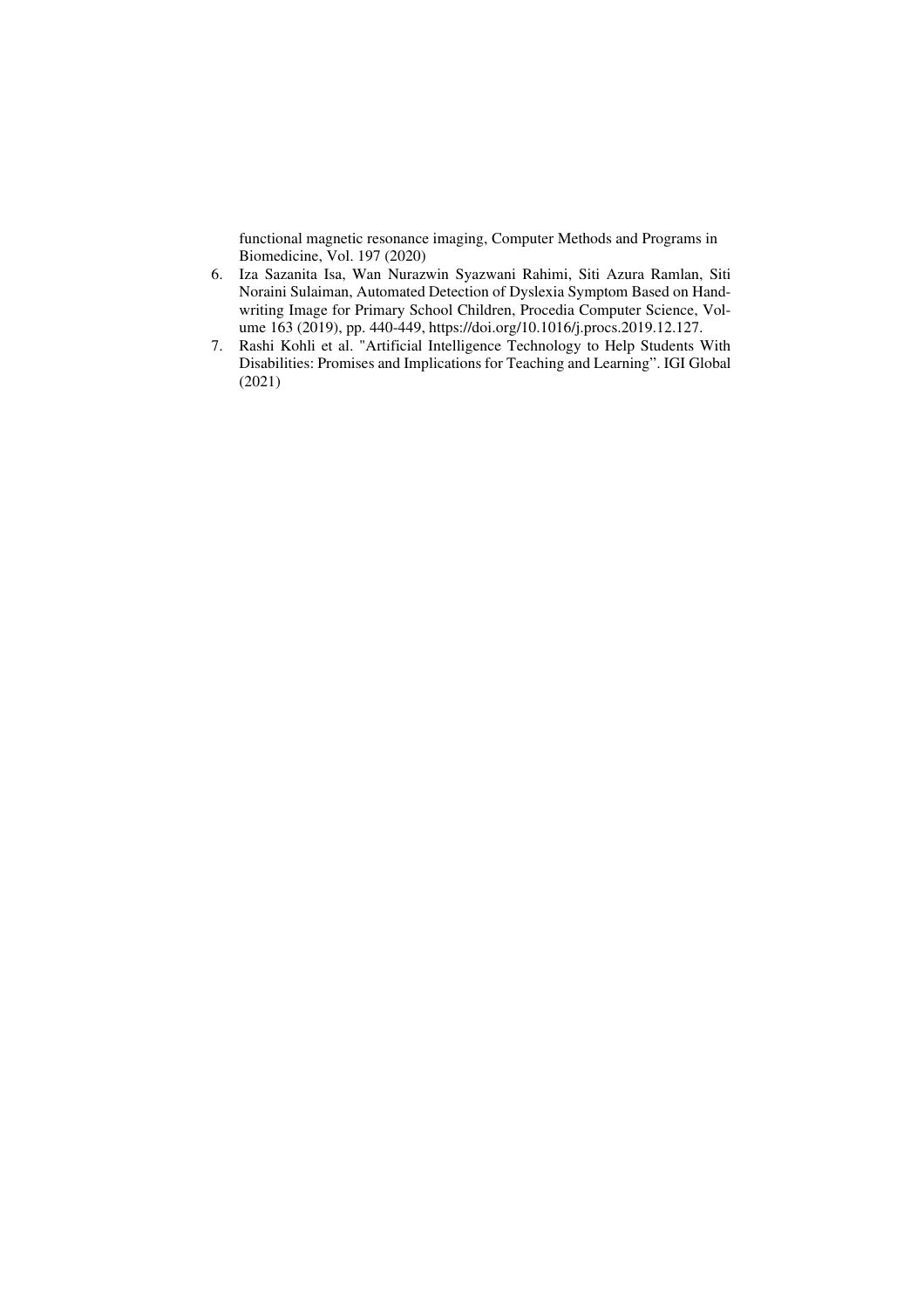functional magnetic resonance imaging, Computer Methods and Programs in Biomedicine, Vol. 197 (2020)

6. Iza Sazanita Isa, Wan Nurazwin Syazwani Rahimi, Siti Azura Ramlan, Siti Noraini Sulaiman, Automated Detection of Dyslexia Symptom Based on Handwriting Image for Primary School Children, Procedia Computer Science, Volume 163 (2019), pp. 440-449, https://doi.org/10.1016/j.procs.2019.12.127.
7. Rashi Kohli et al. "Artificial Intelligence Technology to Help Students With Disabilities: Promises and Implications for Teaching and Learning". IGI Global (2021)